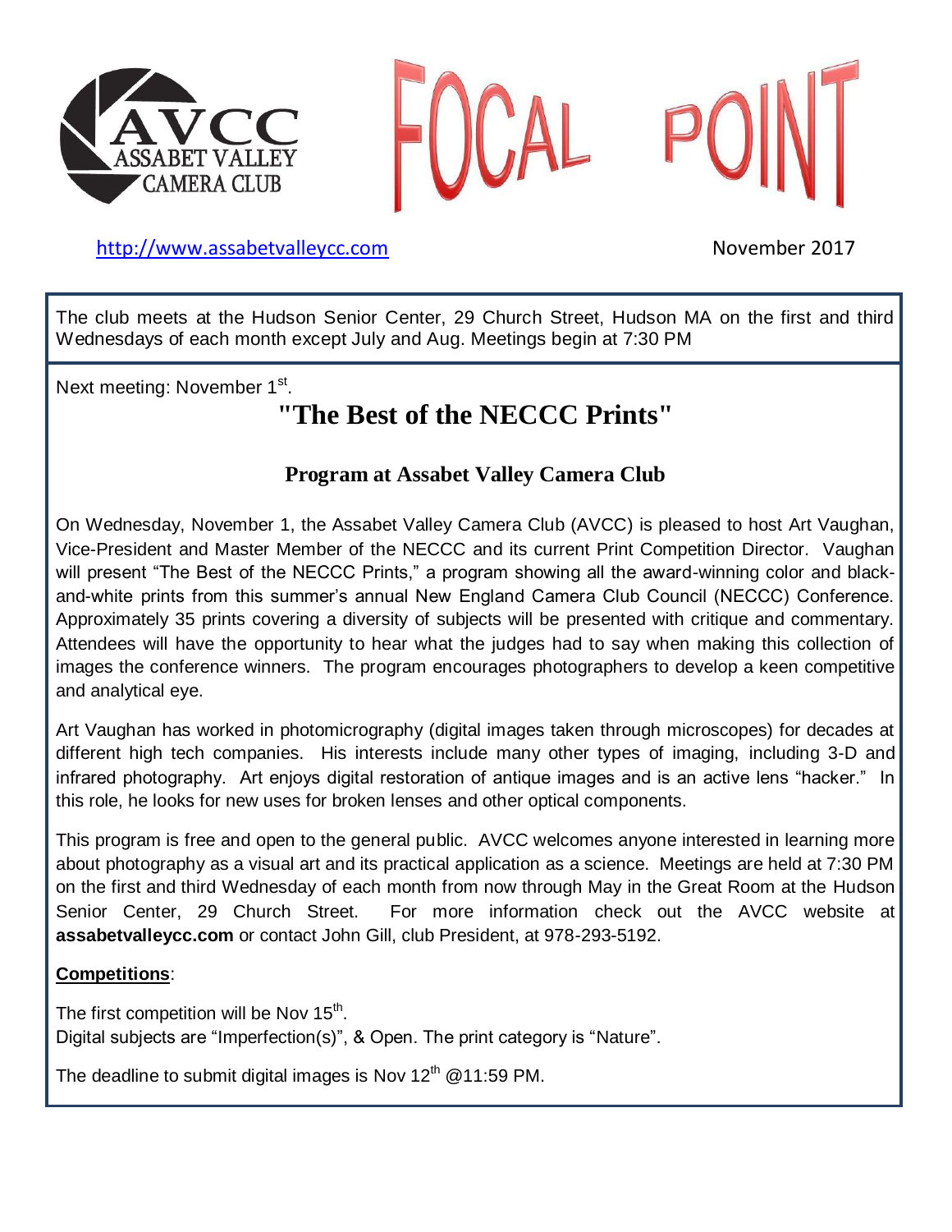AVCC ASSABET VALLEY CAMERA CLUB

# FOCAL POINT

http://www.assabetvalleycc.com

November 2017

The club meets at the Hudson Senior Center, 29 Church Street, Hudson MA on the first and third Wednesdays of each month except July and Aug. Meetings begin at 7:30 PM

Next meeting: November 1st.

## "The Best of the NECCC Prints"

### Program at Assabet Valley Camera Club

On Wednesday, November 1, the Assabet Valley Camera Club (AVCC) is pleased to host Art Vaughan, Vice-President and Master Member of the NECCC and its current Print Competition Director. Vaughan will present "The Best of the NECCC Prints," a program showing all the award-winning color and black-and-white prints from this summer's annual New England Camera Club Council (NECCC) Conference. Approximately 35 prints covering a diversity of subjects will be presented with critique and commentary. Attendees will have the opportunity to hear what the judges had to say when making this collection of images the conference winners. The program encourages photographers to develop a keen competitive and analytical eye.

Art Vaughan has worked in photomicrography (digital images taken through microscopes) for decades at different high tech companies. His interests include many other types of imaging, including 3-D and infrared photography. Art enjoys digital restoration of antique images and is an active lens "hacker." In this role, he looks for new uses for broken lenses and other optical components.

This program is free and open to the general public. AVCC welcomes anyone interested in learning more about photography as a visual art and its practical application as a science. Meetings are held at 7:30 PM on the first and third Wednesday of each month from now through May in the Great Room at the Hudson Senior Center, 29 Church Street. For more information check out the AVCC website at **assabetvalleycc.com** or contact John Gill, club President, at 978-293-5192.

**Competitions**:

The first competition will be Nov 15th.
Digital subjects are "Imperfection(s)", & Open. The print category is "Nature".

The deadline to submit digital images is Nov 12th @11:59 PM.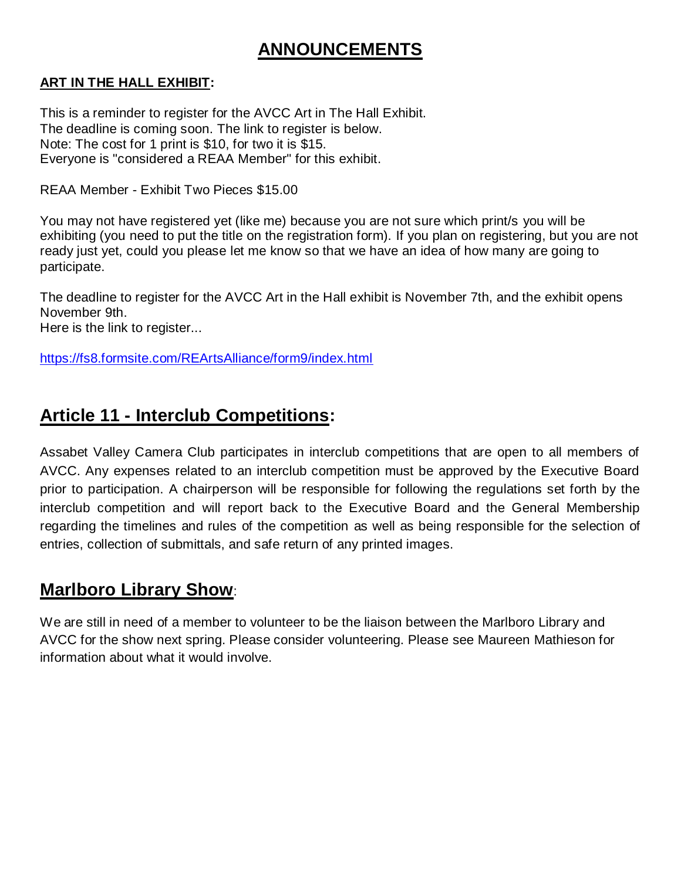# ANNOUNCEMENTS

**ART IN THE HALL EXHIBIT:**

This is a reminder to register for the AVCC Art in The Hall Exhibit.
The deadline is coming soon. The link to register is below.
Note: The cost for 1 print is $10, for two it is $15.
Everyone is "considered a REAA Member" for this exhibit.

REAA Member - Exhibit Two Pieces $15.00

You may not have registered yet (like me) because you are not sure which print/s you will be exhibiting (you need to put the title on the registration form). If you plan on registering, but you are not ready just yet, could you please let me know so that we have an idea of how many are going to participate.

The deadline to register for the AVCC Art in the Hall exhibit is November 7th, and the exhibit opens November 9th.
Here is the link to register...

https://fs8.formsite.com/REArtsAlliance/form9/index.html

## Article 11 - Interclub Competitions:

Assabet Valley Camera Club participates in interclub competitions that are open to all members of AVCC. Any expenses related to an interclub competition must be approved by the Executive Board prior to participation. A chairperson will be responsible for following the regulations set forth by the interclub competition and will report back to the Executive Board and the General Membership regarding the timelines and rules of the competition as well as being responsible for the selection of entries, collection of submittals, and safe return of any printed images.

## Marlboro Library Show:

We are still in need of a member to volunteer to be the liaison between the Marlboro Library and AVCC for the show next spring. Please consider volunteering. Please see Maureen Mathieson for information about what it would involve.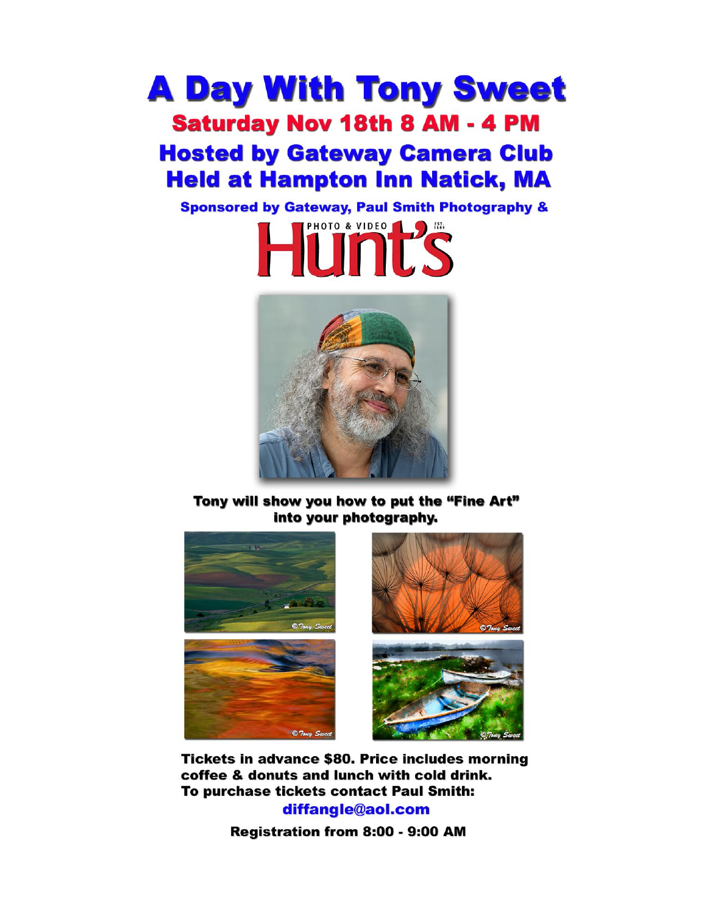# A Day With Tony Sweet

## Saturday Nov 18th 8 AM - 4 PM

## Hosted by Gateway Camera Club

## Held at Hampton Inn Natick, MA

**Sponsored by Gateway, Paul Smith Photography &**

Hunt's PHOTO & VIDEO EST. 1889

**Tony will show you how to put the "Fine Art" into your photography.**

©Tony Sweet

©Tony Sweet

©Tony Sweet

©Tony Sweet

**Tickets in advance $80. Price includes morning coffee & donuts and lunch with cold drink. To purchase tickets contact Paul Smith:**

**diffangle@aol.com**

**Registration from 8:00 - 9:00 AM**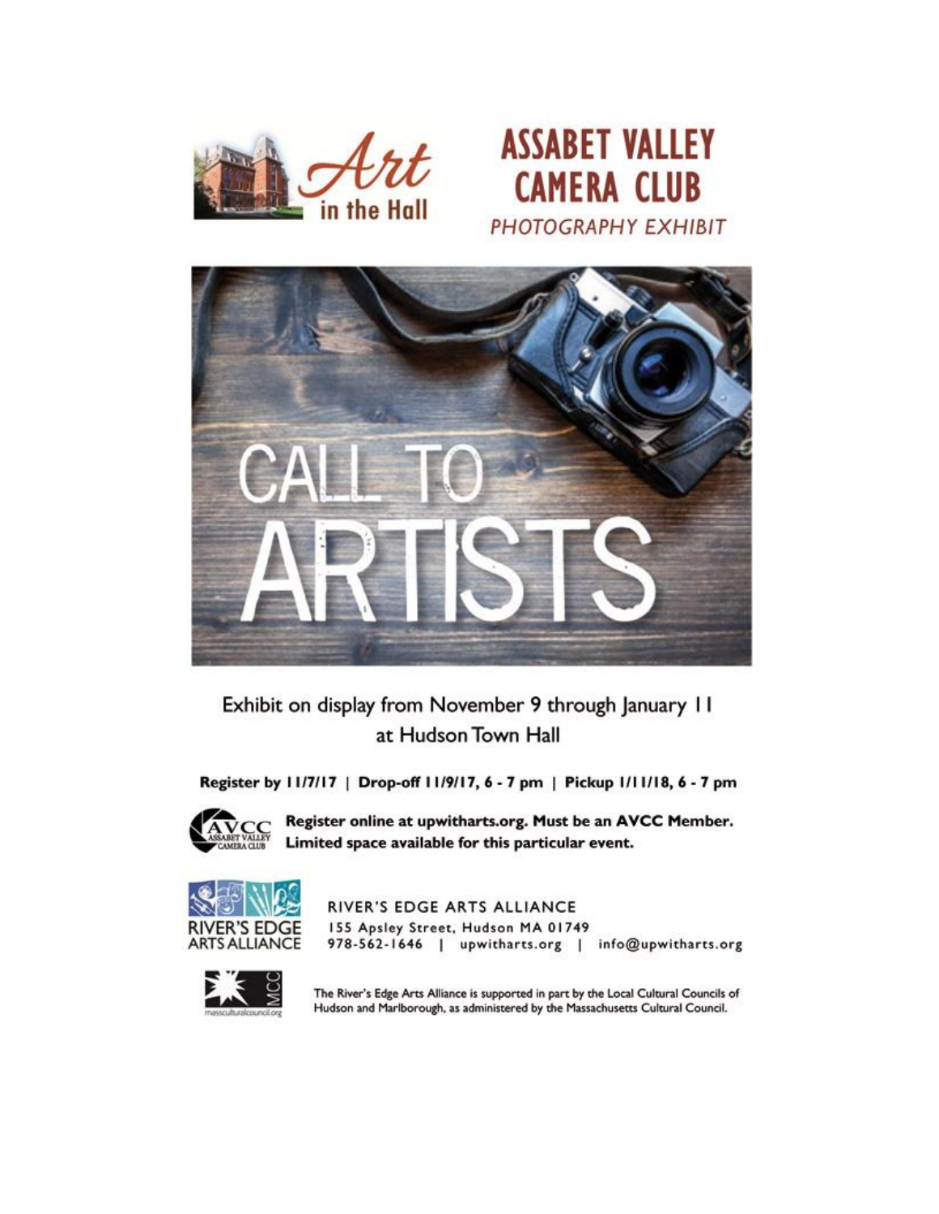Art in the Hall

# ASSABET VALLEY CAMERA CLUB

*PHOTOGRAPHY EXHIBIT*

# CALL TO ARTISTS

Exhibit on display from November 9 through January 11 at Hudson Town Hall

**Register by 11/7/17 | Drop-off 11/9/17, 6 - 7 pm | Pickup 1/11/18, 6 - 7 pm**

**Register online at upwitharts.org. Must be an AVCC Member. Limited space available for this particular event.**

RIVER'S EDGE ARTS ALLIANCE
155 Apsley Street, Hudson MA 01749
978-562-1646 | upwitharts.org | info@upwitharts.org

The River's Edge Arts Alliance is supported in part by the Local Cultural Councils of Hudson and Marlborough, as administered by the Massachusetts Cultural Council.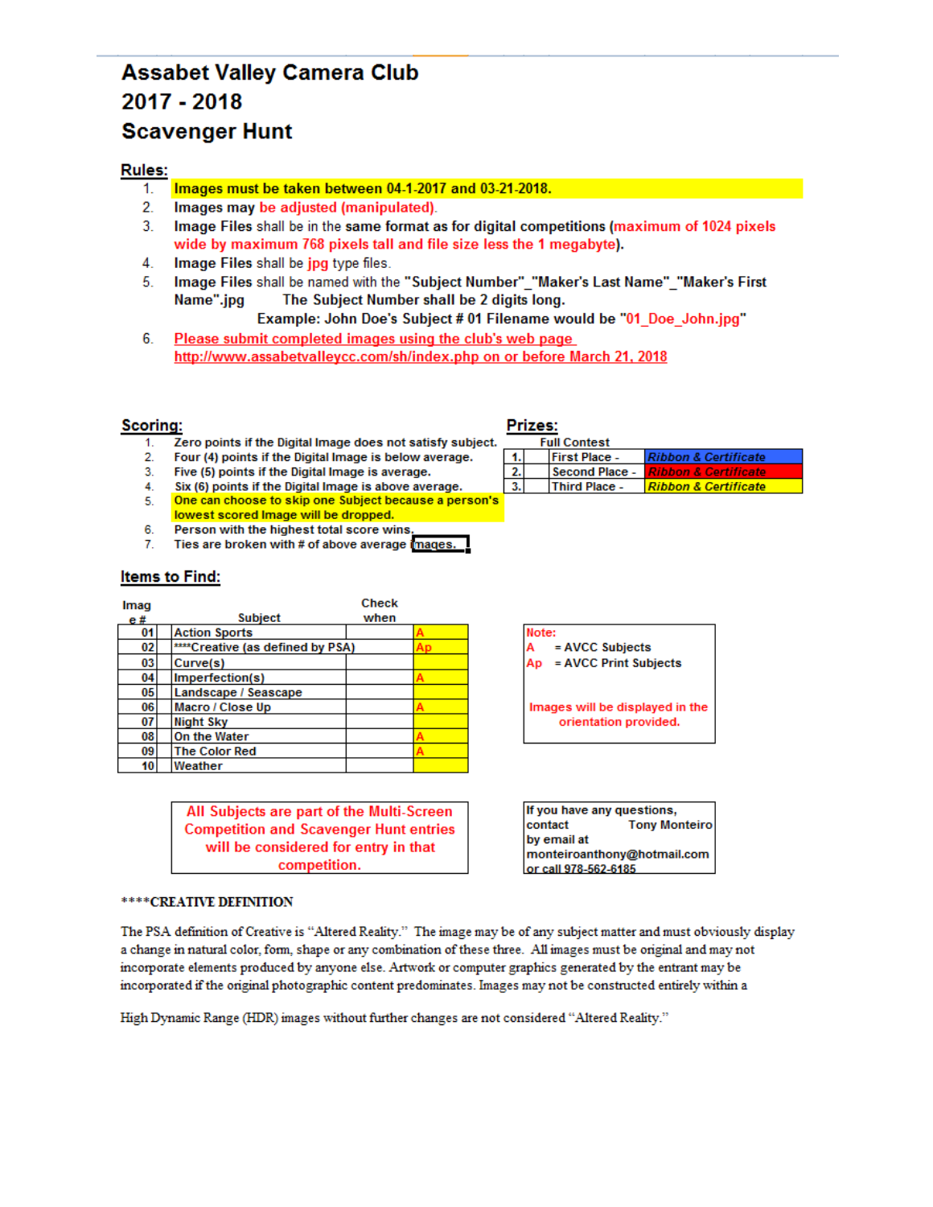# Assabet Valley Camera Club
# 2017 - 2018
# Scavenger Hunt

## Rules:

1. **Images must be taken between 04-1-2017 and 03-21-2018.**
2. **Images may be adjusted (manipulated).**
3. **Image Files** shall be in the **same format** as for **digital competitions** (**maximum of 1024 pixels wide by maximum 768 pixels tall and file size less the 1 megabyte**).
4. **Image Files** shall be **jpg** type files.
5. **Image Files** shall be named with the **"Subject Number"_"Maker's Last Name"_"Maker's First Name".jpg** **The Subject Number shall be 2 digits long.**
   **Example: John Doe's Subject # 01 Filename would be "01_Doe_John.jpg"**
6. Please submit completed images using the club's web page http://www.assabetvalleycc.com/sh/index.php on or before March 21, 2018

## Scoring:

1. Zero points if the Digital Image does not satisfy subject.
2. Four (4) points if the Digital Image is below average.
3. Five (5) points if the Digital Image is average.
4. Six (6) points if the Digital Image is above average.
5. One can choose to skip one Subject because a person's lowest scored Image will be dropped.
6. Person with the highest total score wins.
7. Ties are broken with # of above average images.

## Prizes:

| Full Contest | | |
|---|---|---|
| 1. | First Place - | *Ribbon & Certificate* |
| 2. | Second Place - | *Ribbon & Certificate* |
| 3. | Third Place - | *Ribbon & Certificate* |

## Items to Find:

| Image # | Subject | Check when | |
|---|---|---|---|
| 01 | Action Sports | | A |
| 02 | ****Creative (as defined by PSA) | | Ap |
| 03 | Curve(s) | | |
| 04 | Imperfection(s) | | A |
| 05 | Landscape / Seascape | | |
| 06 | Macro / Close Up | | A |
| 07 | Night Sky | | |
| 08 | On the Water | | A |
| 09 | The Color Red | | A |
| 10 | Weather | | |

Note:
A = AVCC Subjects
Ap = AVCC Print Subjects

Images will be displayed in the orientation provided.

All Subjects are part of the Multi-Screen Competition and Scavenger Hunt entries will be considered for entry in that competition.

If you have any questions, contact Tony Monteiro by email at monteiroanthony@hotmail.com or call 978-562-6185

****CREATIVE DEFINITION

The PSA definition of Creative is "Altered Reality." The image may be of any subject matter and must obviously display a change in natural color, form, shape or any combination of these three. All images must be original and may not incorporate elements produced by anyone else. Artwork or computer graphics generated by the entrant may be incorporated if the original photographic content predominates. Images may not be constructed entirely within a

High Dynamic Range (HDR) images without further changes are not considered "Altered Reality."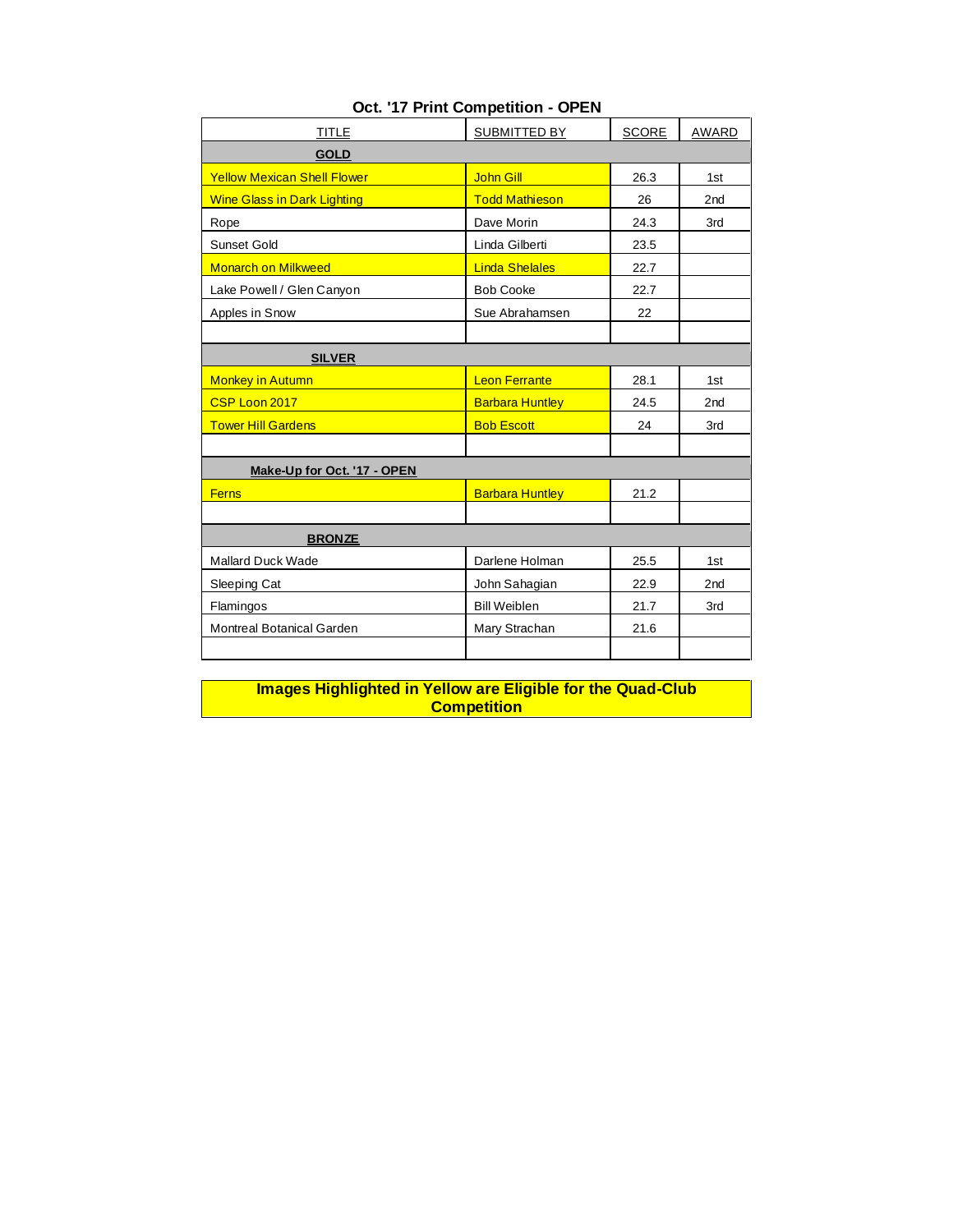## Oct. '17 Print Competition - OPEN

| TITLE | SUBMITTED BY | SCORE | AWARD |
|---|---|---|---|
| **GOLD** | | | |
| Yellow Mexican Shell Flower | John Gill | 26.3 | 1st |
| Wine Glass in Dark Lighting | Todd Mathieson | 26 | 2nd |
| Rope | Dave Morin | 24.3 | 3rd |
| Sunset Gold | Linda Gilberti | 23.5 | |
| Monarch on Milkweed | Linda Shelales | 22.7 | |
| Lake Powell / Glen Canyon | Bob Cooke | 22.7 | |
| Apples in Snow | Sue Abrahamsen | 22 | |
| | | | |
| **SILVER** | | | |
| Monkey in Autumn | Leon Ferrante | 28.1 | 1st |
| CSP Loon 2017 | Barbara Huntley | 24.5 | 2nd |
| Tower Hill Gardens | Bob Escott | 24 | 3rd |
| | | | |
| **Make-Up for Oct. '17 - OPEN** | | | |
| Ferns | Barbara Huntley | 21.2 | |
| | | | |
| **BRONZE** | | | |
| Mallard Duck Wade | Darlene Holman | 25.5 | 1st |
| Sleeping Cat | John Sahagian | 22.9 | 2nd |
| Flamingos | Bill Weiblen | 21.7 | 3rd |
| Montreal Botanical Garden | Mary Strachan | 21.6 | |
| | | | |

**Images Highlighted in Yellow are Eligible for the Quad-Club Competition**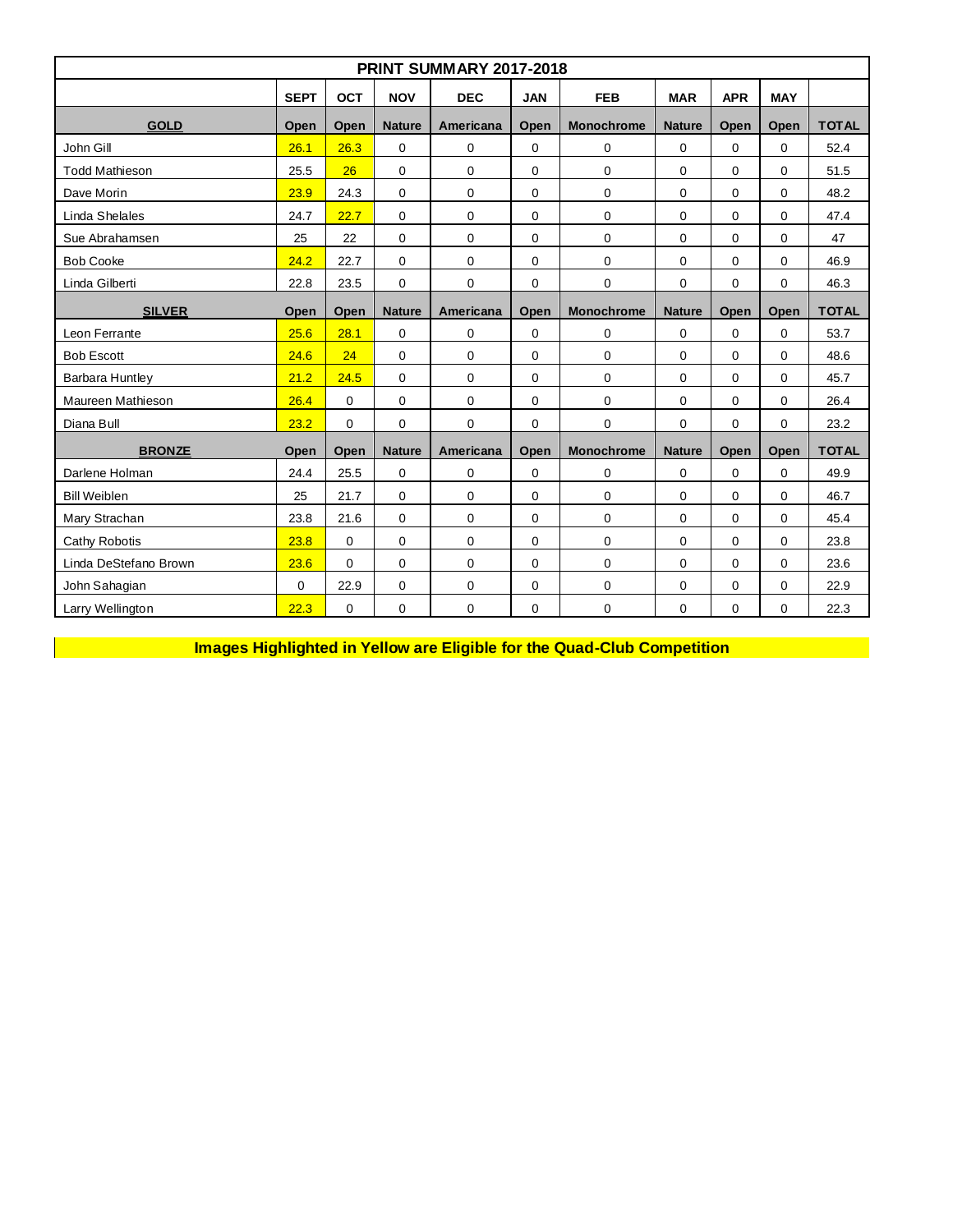| PRINT SUMMARY 2017-2018 | | | | | | | | | | |
|---|---|---|---|---|---|---|---|---|---|---|
| | SEPT | OCT | NOV | DEC | JAN | FEB | MAR | APR | MAY | |
| **GOLD** | **Open** | **Open** | **Nature** | **Americana** | **Open** | **Monochrome** | **Nature** | **Open** | **Open** | **TOTAL** |
| John Gill | 26.1 | 26.3 | 0 | 0 | 0 | 0 | 0 | 0 | 0 | 52.4 |
| Todd Mathieson | 25.5 | 26 | 0 | 0 | 0 | 0 | 0 | 0 | 0 | 51.5 |
| Dave Morin | 23.9 | 24.3 | 0 | 0 | 0 | 0 | 0 | 0 | 0 | 48.2 |
| Linda Shelales | 24.7 | 22.7 | 0 | 0 | 0 | 0 | 0 | 0 | 0 | 47.4 |
| Sue Abrahamsen | 25 | 22 | 0 | 0 | 0 | 0 | 0 | 0 | 0 | 47 |
| Bob Cooke | 24.2 | 22.7 | 0 | 0 | 0 | 0 | 0 | 0 | 0 | 46.9 |
| Linda Gilberti | 22.8 | 23.5 | 0 | 0 | 0 | 0 | 0 | 0 | 0 | 46.3 |
| **SILVER** | **Open** | **Open** | **Nature** | **Americana** | **Open** | **Monochrome** | **Nature** | **Open** | **Open** | **TOTAL** |
| Leon Ferrante | 25.6 | 28.1 | 0 | 0 | 0 | 0 | 0 | 0 | 0 | 53.7 |
| Bob Escott | 24.6 | 24 | 0 | 0 | 0 | 0 | 0 | 0 | 0 | 48.6 |
| Barbara Huntley | 21.2 | 24.5 | 0 | 0 | 0 | 0 | 0 | 0 | 0 | 45.7 |
| Maureen Mathieson | 26.4 | 0 | 0 | 0 | 0 | 0 | 0 | 0 | 0 | 26.4 |
| Diana Bull | 23.2 | 0 | 0 | 0 | 0 | 0 | 0 | 0 | 0 | 23.2 |
| **BRONZE** | **Open** | **Open** | **Nature** | **Americana** | **Open** | **Monochrome** | **Nature** | **Open** | **Open** | **TOTAL** |
| Darlene Holman | 24.4 | 25.5 | 0 | 0 | 0 | 0 | 0 | 0 | 0 | 49.9 |
| Bill Weiblen | 25 | 21.7 | 0 | 0 | 0 | 0 | 0 | 0 | 0 | 46.7 |
| Mary Strachan | 23.8 | 21.6 | 0 | 0 | 0 | 0 | 0 | 0 | 0 | 45.4 |
| Cathy Robotis | 23.8 | 0 | 0 | 0 | 0 | 0 | 0 | 0 | 0 | 23.8 |
| Linda DeStefano Brown | 23.6 | 0 | 0 | 0 | 0 | 0 | 0 | 0 | 0 | 23.6 |
| John Sahagian | 0 | 22.9 | 0 | 0 | 0 | 0 | 0 | 0 | 0 | 22.9 |
| Larry Wellington | 22.3 | 0 | 0 | 0 | 0 | 0 | 0 | 0 | 0 | 22.3 |

**Images Highlighted in Yellow are Eligible for the Quad-Club Competition**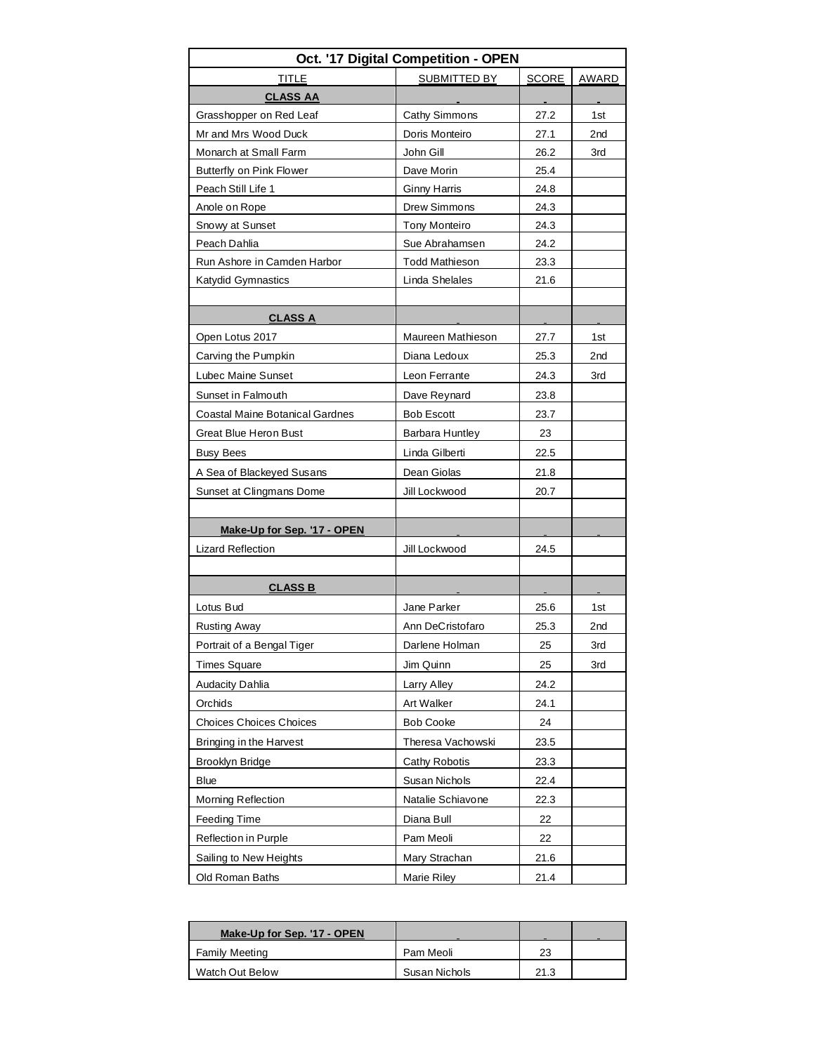| Oct. '17 Digital Competition - OPEN | | | |
|---|---|---|---|
| TITLE | SUBMITTED BY | SCORE | AWARD |
| **CLASS AA** | - | - | - |
| Grasshopper on Red Leaf | Cathy Simmons | 27.2 | 1st |
| Mr and Mrs Wood Duck | Doris Monteiro | 27.1 | 2nd |
| Monarch at Small Farm | John Gill | 26.2 | 3rd |
| Butterfly on Pink Flower | Dave Morin | 25.4 | |
| Peach Still Life 1 | Ginny Harris | 24.8 | |
| Anole on Rope | Drew Simmons | 24.3 | |
| Snowy at Sunset | Tony Monteiro | 24.3 | |
| Peach Dahlia | Sue Abrahamsen | 24.2 | |
| Run Ashore in Camden Harbor | Todd Mathieson | 23.3 | |
| Katydid Gymnastics | Linda Shelales | 21.6 | |
| | | | |
| **CLASS A** | - | - | - |
| Open Lotus 2017 | Maureen Mathieson | 27.7 | 1st |
| Carving the Pumpkin | Diana Ledoux | 25.3 | 2nd |
| Lubec Maine Sunset | Leon Ferrante | 24.3 | 3rd |
| Sunset in Falmouth | Dave Reynard | 23.8 | |
| Coastal Maine Botanical Gardnes | Bob Escott | 23.7 | |
| Great Blue Heron Bust | Barbara Huntley | 23 | |
| Busy Bees | Linda Gilberti | 22.5 | |
| A Sea of Blackeyed Susans | Dean Giolas | 21.8 | |
| Sunset at Clingmans Dome | Jill Lockwood | 20.7 | |
| | | | |
| **Make-Up for Sep. '17 - OPEN** | - | - | - |
| Lizard Reflection | Jill Lockwood | 24.5 | |
| | | | |
| **CLASS B** | - | - | - |
| Lotus Bud | Jane Parker | 25.6 | 1st |
| Rusting Away | Ann DeCristofaro | 25.3 | 2nd |
| Portrait of a Bengal Tiger | Darlene Holman | 25 | 3rd |
| Times Square | Jim Quinn | 25 | 3rd |
| Audacity Dahlia | Larry Alley | 24.2 | |
| Orchids | Art Walker | 24.1 | |
| Choices Choices Choices | Bob Cooke | 24 | |
| Bringing in the Harvest | Theresa Vachowski | 23.5 | |
| Brooklyn Bridge | Cathy Robotis | 23.3 | |
| Blue | Susan Nichols | 22.4 | |
| Morning Reflection | Natalie Schiavone | 22.3 | |
| Feeding Time | Diana Bull | 22 | |
| Reflection in Purple | Pam Meoli | 22 | |
| Sailing to New Heights | Mary Strachan | 21.6 | |
| Old Roman Baths | Marie Riley | 21.4 | |

| **Make-Up for Sep. '17 - OPEN** | - | - | - |
|---|---|---|---|
| Family Meeting | Pam Meoli | 23 | |
| Watch Out Below | Susan Nichols | 21.3 | |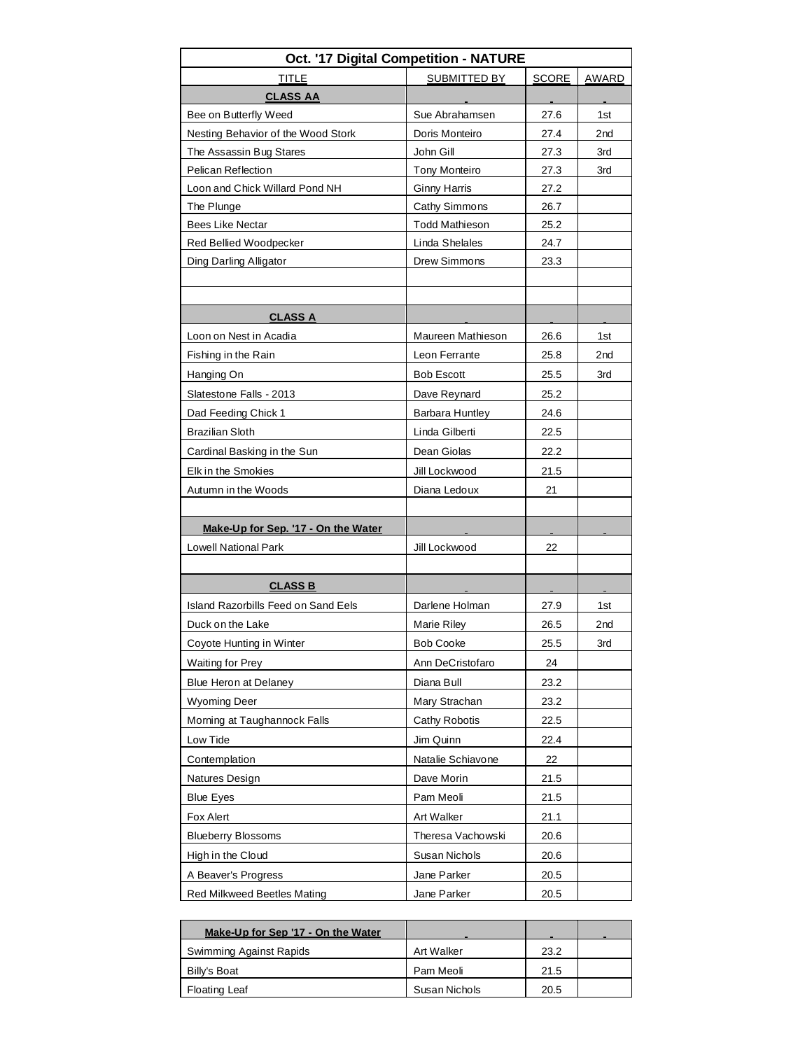| Oct. '17 Digital Competition - NATURE | | | |
|---|---|---|---|
| TITLE | SUBMITTED BY | SCORE | AWARD |
| **CLASS AA** | | | |
| Bee on Butterfly Weed | Sue Abrahamsen | 27.6 | 1st |
| Nesting Behavior of the Wood Stork | Doris Monteiro | 27.4 | 2nd |
| The Assassin Bug Stares | John Gill | 27.3 | 3rd |
| Pelican Reflection | Tony Monteiro | 27.3 | 3rd |
| Loon and Chick Willard Pond NH | Ginny Harris | 27.2 | |
| The Plunge | Cathy Simmons | 26.7 | |
| Bees Like Nectar | Todd Mathieson | 25.2 | |
| Red Bellied Woodpecker | Linda Shelales | 24.7 | |
| Ding Darling Alligator | Drew Simmons | 23.3 | |
| | | | |
| | | | |
| **CLASS A** | | | |
| Loon on Nest in Acadia | Maureen Mathieson | 26.6 | 1st |
| Fishing in the Rain | Leon Ferrante | 25.8 | 2nd |
| Hanging On | Bob Escott | 25.5 | 3rd |
| Slatestone Falls - 2013 | Dave Reynard | 25.2 | |
| Dad Feeding Chick 1 | Barbara Huntley | 24.6 | |
| Brazilian Sloth | Linda Gilberti | 22.5 | |
| Cardinal Basking in the Sun | Dean Giolas | 22.2 | |
| Elk in the Smokies | Jill Lockwood | 21.5 | |
| Autumn in the Woods | Diana Ledoux | 21 | |
| | | | |
| **Make-Up for Sep. '17 - On the Water** | | | |
| Lowell National Park | Jill Lockwood | 22 | |
| | | | |
| **CLASS B** | | | |
| Island Razorbills Feed on Sand Eels | Darlene Holman | 27.9 | 1st |
| Duck on the Lake | Marie Riley | 26.5 | 2nd |
| Coyote Hunting in Winter | Bob Cooke | 25.5 | 3rd |
| Waiting for Prey | Ann DeCristofaro | 24 | |
| Blue Heron at Delaney | Diana Bull | 23.2 | |
| Wyoming Deer | Mary Strachan | 23.2 | |
| Morning at Taughannock Falls | Cathy Robotis | 22.5 | |
| Low Tide | Jim Quinn | 22.4 | |
| Contemplation | Natalie Schiavone | 22 | |
| Natures Design | Dave Morin | 21.5 | |
| Blue Eyes | Pam Meoli | 21.5 | |
| Fox Alert | Art Walker | 21.1 | |
| Blueberry Blossoms | Theresa Vachowski | 20.6 | |
| High in the Cloud | Susan Nichols | 20.6 | |
| A Beaver's Progress | Jane Parker | 20.5 | |
| Red Milkweed Beetles Mating | Jane Parker | 20.5 | |

| Make-Up for Sep '17 - On the Water | | | |
|---|---|---|---|
| Swimming Against Rapids | Art Walker | 23.2 | |
| Billy's Boat | Pam Meoli | 21.5 | |
| Floating Leaf | Susan Nichols | 20.5 | |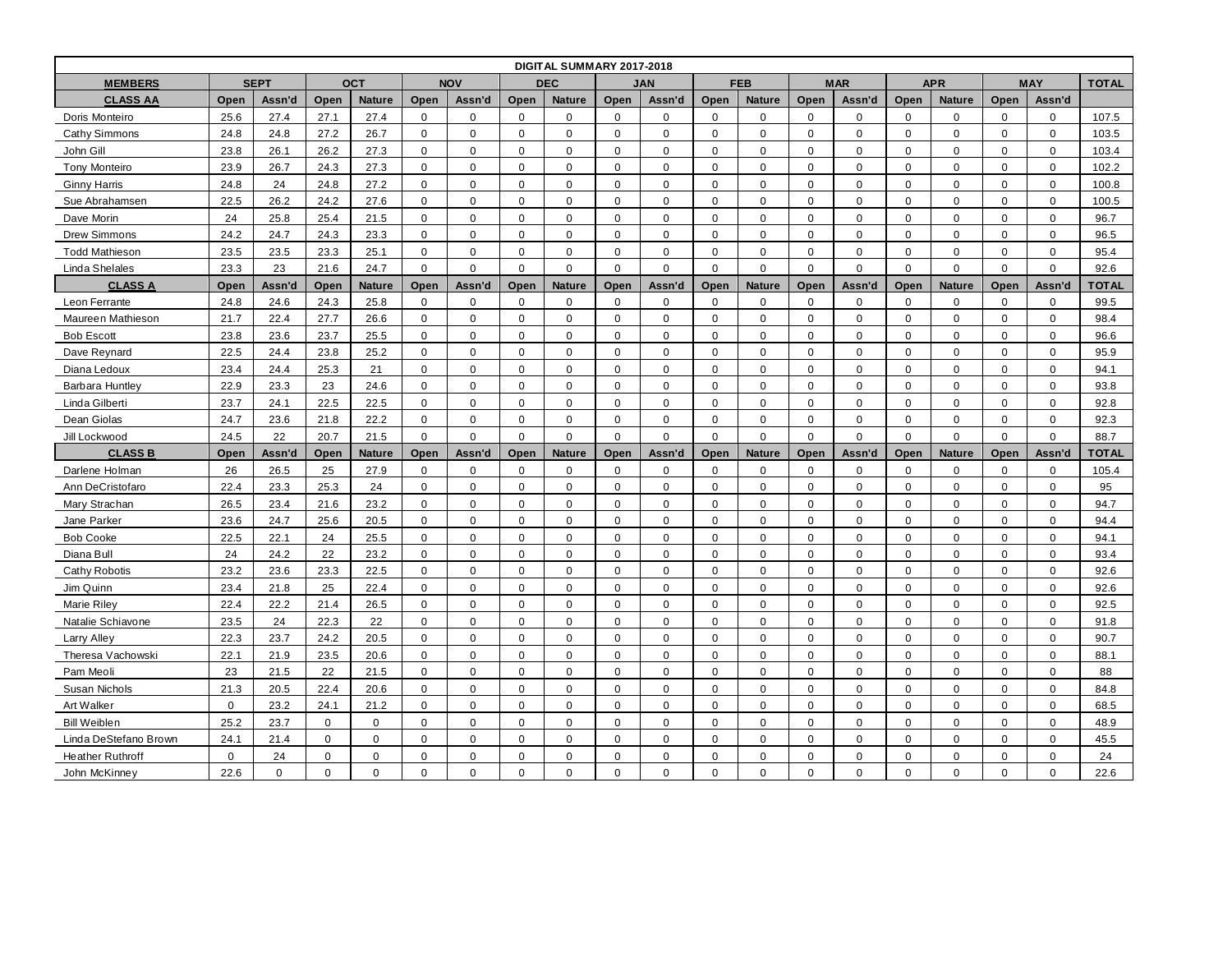| DIGITAL SUMMARY 2017-2018 | | | | | | | | | | | | | | | | | | | | |
|---|---|---|---|---|---|---|---|---|---|---|---|---|---|---|---|---|---|---|---|---|
| **MEMBERS** | **SEPT** | | **OCT** | | **NOV** | | **DEC** | | **JAN** | | **FEB** | | **MAR** | | **APR** | | **MAY** | | **TOTAL** |
| **CLASS AA** | **Open** | **Assn'd** | **Open** | **Nature** | **Open** | **Assn'd** | **Open** | **Nature** | **Open** | **Assn'd** | **Open** | **Nature** | **Open** | **Assn'd** | **Open** | **Nature** | **Open** | **Assn'd** | |
| Doris Monteiro | 25.6 | 27.4 | 27.1 | 27.4 | 0 | 0 | 0 | 0 | 0 | 0 | 0 | 0 | 0 | 0 | 0 | 0 | 0 | 0 | 107.5 |
| Cathy Simmons | 24.8 | 24.8 | 27.2 | 26.7 | 0 | 0 | 0 | 0 | 0 | 0 | 0 | 0 | 0 | 0 | 0 | 0 | 0 | 0 | 103.5 |
| John Gill | 23.8 | 26.1 | 26.2 | 27.3 | 0 | 0 | 0 | 0 | 0 | 0 | 0 | 0 | 0 | 0 | 0 | 0 | 0 | 0 | 103.4 |
| Tony Monteiro | 23.9 | 26.7 | 24.3 | 27.3 | 0 | 0 | 0 | 0 | 0 | 0 | 0 | 0 | 0 | 0 | 0 | 0 | 0 | 0 | 102.2 |
| Ginny Harris | 24.8 | 24 | 24.8 | 27.2 | 0 | 0 | 0 | 0 | 0 | 0 | 0 | 0 | 0 | 0 | 0 | 0 | 0 | 0 | 100.8 |
| Sue Abrahamsen | 22.5 | 26.2 | 24.2 | 27.6 | 0 | 0 | 0 | 0 | 0 | 0 | 0 | 0 | 0 | 0 | 0 | 0 | 0 | 0 | 100.5 |
| Dave Morin | 24 | 25.8 | 25.4 | 21.5 | 0 | 0 | 0 | 0 | 0 | 0 | 0 | 0 | 0 | 0 | 0 | 0 | 0 | 0 | 96.7 |
| Drew Simmons | 24.2 | 24.7 | 24.3 | 23.3 | 0 | 0 | 0 | 0 | 0 | 0 | 0 | 0 | 0 | 0 | 0 | 0 | 0 | 0 | 96.5 |
| Todd Mathieson | 23.5 | 23.5 | 23.3 | 25.1 | 0 | 0 | 0 | 0 | 0 | 0 | 0 | 0 | 0 | 0 | 0 | 0 | 0 | 0 | 95.4 |
| Linda Shelales | 23.3 | 23 | 21.6 | 24.7 | 0 | 0 | 0 | 0 | 0 | 0 | 0 | 0 | 0 | 0 | 0 | 0 | 0 | 0 | 92.6 |
| **CLASS A** | **Open** | **Assn'd** | **Open** | **Nature** | **Open** | **Assn'd** | **Open** | **Nature** | **Open** | **Assn'd** | **Open** | **Nature** | **Open** | **Assn'd** | **Open** | **Nature** | **Open** | **Assn'd** | **TOTAL** |
| Leon Ferrante | 24.8 | 24.6 | 24.3 | 25.8 | 0 | 0 | 0 | 0 | 0 | 0 | 0 | 0 | 0 | 0 | 0 | 0 | 0 | 0 | 99.5 |
| Maureen Mathieson | 21.7 | 22.4 | 27.7 | 26.6 | 0 | 0 | 0 | 0 | 0 | 0 | 0 | 0 | 0 | 0 | 0 | 0 | 0 | 0 | 98.4 |
| Bob Escott | 23.8 | 23.6 | 23.7 | 25.5 | 0 | 0 | 0 | 0 | 0 | 0 | 0 | 0 | 0 | 0 | 0 | 0 | 0 | 0 | 96.6 |
| Dave Reynard | 22.5 | 24.4 | 23.8 | 25.2 | 0 | 0 | 0 | 0 | 0 | 0 | 0 | 0 | 0 | 0 | 0 | 0 | 0 | 0 | 95.9 |
| Diana Ledoux | 23.4 | 24.4 | 25.3 | 21 | 0 | 0 | 0 | 0 | 0 | 0 | 0 | 0 | 0 | 0 | 0 | 0 | 0 | 0 | 94.1 |
| Barbara Huntley | 22.9 | 23.3 | 23 | 24.6 | 0 | 0 | 0 | 0 | 0 | 0 | 0 | 0 | 0 | 0 | 0 | 0 | 0 | 0 | 93.8 |
| Linda Gilberti | 23.7 | 24.1 | 22.5 | 22.5 | 0 | 0 | 0 | 0 | 0 | 0 | 0 | 0 | 0 | 0 | 0 | 0 | 0 | 0 | 92.8 |
| Dean Giolas | 24.7 | 23.6 | 21.8 | 22.2 | 0 | 0 | 0 | 0 | 0 | 0 | 0 | 0 | 0 | 0 | 0 | 0 | 0 | 0 | 92.3 |
| Jill Lockwood | 24.5 | 22 | 20.7 | 21.5 | 0 | 0 | 0 | 0 | 0 | 0 | 0 | 0 | 0 | 0 | 0 | 0 | 0 | 0 | 88.7 |
| **CLASS B** | **Open** | **Assn'd** | **Open** | **Nature** | **Open** | **Assn'd** | **Open** | **Nature** | **Open** | **Assn'd** | **Open** | **Nature** | **Open** | **Assn'd** | **Open** | **Nature** | **Open** | **Assn'd** | **TOTAL** |
| Darlene Holman | 26 | 26.5 | 25 | 27.9 | 0 | 0 | 0 | 0 | 0 | 0 | 0 | 0 | 0 | 0 | 0 | 0 | 0 | 0 | 105.4 |
| Ann DeCristofaro | 22.4 | 23.3 | 25.3 | 24 | 0 | 0 | 0 | 0 | 0 | 0 | 0 | 0 | 0 | 0 | 0 | 0 | 0 | 0 | 95 |
| Mary Strachan | 26.5 | 23.4 | 21.6 | 23.2 | 0 | 0 | 0 | 0 | 0 | 0 | 0 | 0 | 0 | 0 | 0 | 0 | 0 | 0 | 94.7 |
| Jane Parker | 23.6 | 24.7 | 25.6 | 20.5 | 0 | 0 | 0 | 0 | 0 | 0 | 0 | 0 | 0 | 0 | 0 | 0 | 0 | 0 | 94.4 |
| Bob Cooke | 22.5 | 22.1 | 24 | 25.5 | 0 | 0 | 0 | 0 | 0 | 0 | 0 | 0 | 0 | 0 | 0 | 0 | 0 | 0 | 94.1 |
| Diana Bull | 24 | 24.2 | 22 | 23.2 | 0 | 0 | 0 | 0 | 0 | 0 | 0 | 0 | 0 | 0 | 0 | 0 | 0 | 0 | 93.4 |
| Cathy Robotis | 23.2 | 23.6 | 23.3 | 22.5 | 0 | 0 | 0 | 0 | 0 | 0 | 0 | 0 | 0 | 0 | 0 | 0 | 0 | 0 | 92.6 |
| Jim Quinn | 23.4 | 21.8 | 25 | 22.4 | 0 | 0 | 0 | 0 | 0 | 0 | 0 | 0 | 0 | 0 | 0 | 0 | 0 | 0 | 92.6 |
| Marie Riley | 22.4 | 22.2 | 21.4 | 26.5 | 0 | 0 | 0 | 0 | 0 | 0 | 0 | 0 | 0 | 0 | 0 | 0 | 0 | 0 | 92.5 |
| Natalie Schiavone | 23.5 | 24 | 22.3 | 22 | 0 | 0 | 0 | 0 | 0 | 0 | 0 | 0 | 0 | 0 | 0 | 0 | 0 | 0 | 91.8 |
| Larry Alley | 22.3 | 23.7 | 24.2 | 20.5 | 0 | 0 | 0 | 0 | 0 | 0 | 0 | 0 | 0 | 0 | 0 | 0 | 0 | 0 | 90.7 |
| Theresa Vachowski | 22.1 | 21.9 | 23.5 | 20.6 | 0 | 0 | 0 | 0 | 0 | 0 | 0 | 0 | 0 | 0 | 0 | 0 | 0 | 0 | 88.1 |
| Pam Meoli | 23 | 21.5 | 22 | 21.5 | 0 | 0 | 0 | 0 | 0 | 0 | 0 | 0 | 0 | 0 | 0 | 0 | 0 | 0 | 88 |
| Susan Nichols | 21.3 | 20.5 | 22.4 | 20.6 | 0 | 0 | 0 | 0 | 0 | 0 | 0 | 0 | 0 | 0 | 0 | 0 | 0 | 0 | 84.8 |
| Art Walker | 0 | 23.2 | 24.1 | 21.2 | 0 | 0 | 0 | 0 | 0 | 0 | 0 | 0 | 0 | 0 | 0 | 0 | 0 | 0 | 68.5 |
| Bill Weiblen | 25.2 | 23.7 | 0 | 0 | 0 | 0 | 0 | 0 | 0 | 0 | 0 | 0 | 0 | 0 | 0 | 0 | 0 | 0 | 48.9 |
| Linda DeStefano Brown | 24.1 | 21.4 | 0 | 0 | 0 | 0 | 0 | 0 | 0 | 0 | 0 | 0 | 0 | 0 | 0 | 0 | 0 | 0 | 45.5 |
| Heather Ruthroff | 0 | 24 | 0 | 0 | 0 | 0 | 0 | 0 | 0 | 0 | 0 | 0 | 0 | 0 | 0 | 0 | 0 | 0 | 24 |
| John McKinney | 22.6 | 0 | 0 | 0 | 0 | 0 | 0 | 0 | 0 | 0 | 0 | 0 | 0 | 0 | 0 | 0 | 0 | 0 | 22.6 |